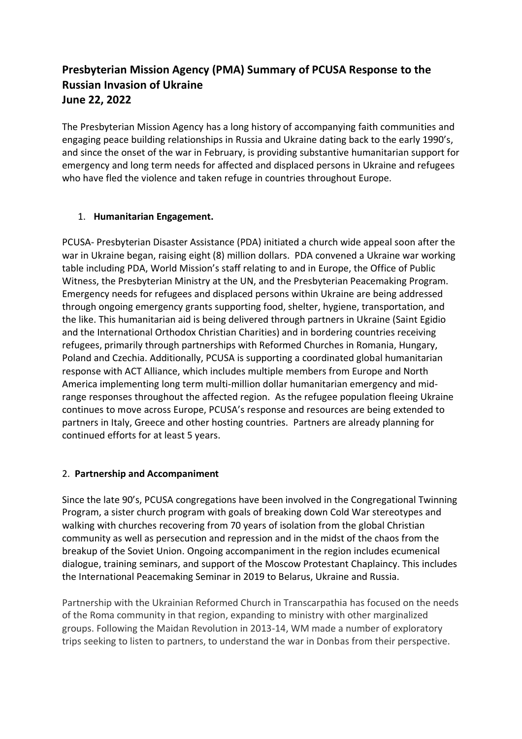# Presbyterian Mission Agency (PMA) Summary of PCUSA Response to the Russian Invasion of Ukraine

## June 22, 2022

The Presbyterian Mission Agency has a long history of accompanying faith communities and engaging peace building relationships in Russia and Ukraine dating back to the early 1990's, and since the onset of the war in February, is providing substantive humanitarian support for emergency and long term needs for affected and displaced persons in Ukraine and refugees who have fled the violence and taken refuge in countries throughout Europe.

1. **Humanitarian Engagement.**

PCUSA- Presbyterian Disaster Assistance (PDA) initiated a church wide appeal soon after the war in Ukraine began, raising eight (8) million dollars. PDA convened a Ukraine war working table including PDA, World Mission's staff relating to and in Europe, the Office of Public Witness, the Presbyterian Ministry at the UN, and the Presbyterian Peacemaking Program. Emergency needs for refugees and displaced persons within Ukraine are being addressed through ongoing emergency grants supporting food, shelter, hygiene, transportation, and the like. This humanitarian aid is being delivered through partners in Ukraine (Saint Egidio and the International Orthodox Christian Charities) and in bordering countries receiving refugees, primarily through partnerships with Reformed Churches in Romania, Hungary, Poland and Czechia. Additionally, PCUSA is supporting a coordinated global humanitarian response with ACT Alliance, which includes multiple members from Europe and North America implementing long term multi-million dollar humanitarian emergency and mid-range responses throughout the affected region. As the refugee population fleeing Ukraine continues to move across Europe, PCUSA's response and resources are being extended to partners in Italy, Greece and other hosting countries. Partners are already planning for continued efforts for at least 5 years.

2. **Partnership and Accompaniment**

Since the late 90's, PCUSA congregations have been involved in the Congregational Twinning Program, a sister church program with goals of breaking down Cold War stereotypes and walking with churches recovering from 70 years of isolation from the global Christian community as well as persecution and repression and in the midst of the chaos from the breakup of the Soviet Union. Ongoing accompaniment in the region includes ecumenical dialogue, training seminars, and support of the Moscow Protestant Chaplaincy. This includes the International Peacemaking Seminar in 2019 to Belarus, Ukraine and Russia.

Partnership with the Ukrainian Reformed Church in Transcarpathia has focused on the needs of the Roma community in that region, expanding to ministry with other marginalized groups. Following the Maidan Revolution in 2013-14, WM made a number of exploratory trips seeking to listen to partners, to understand the war in Donbas from their perspective.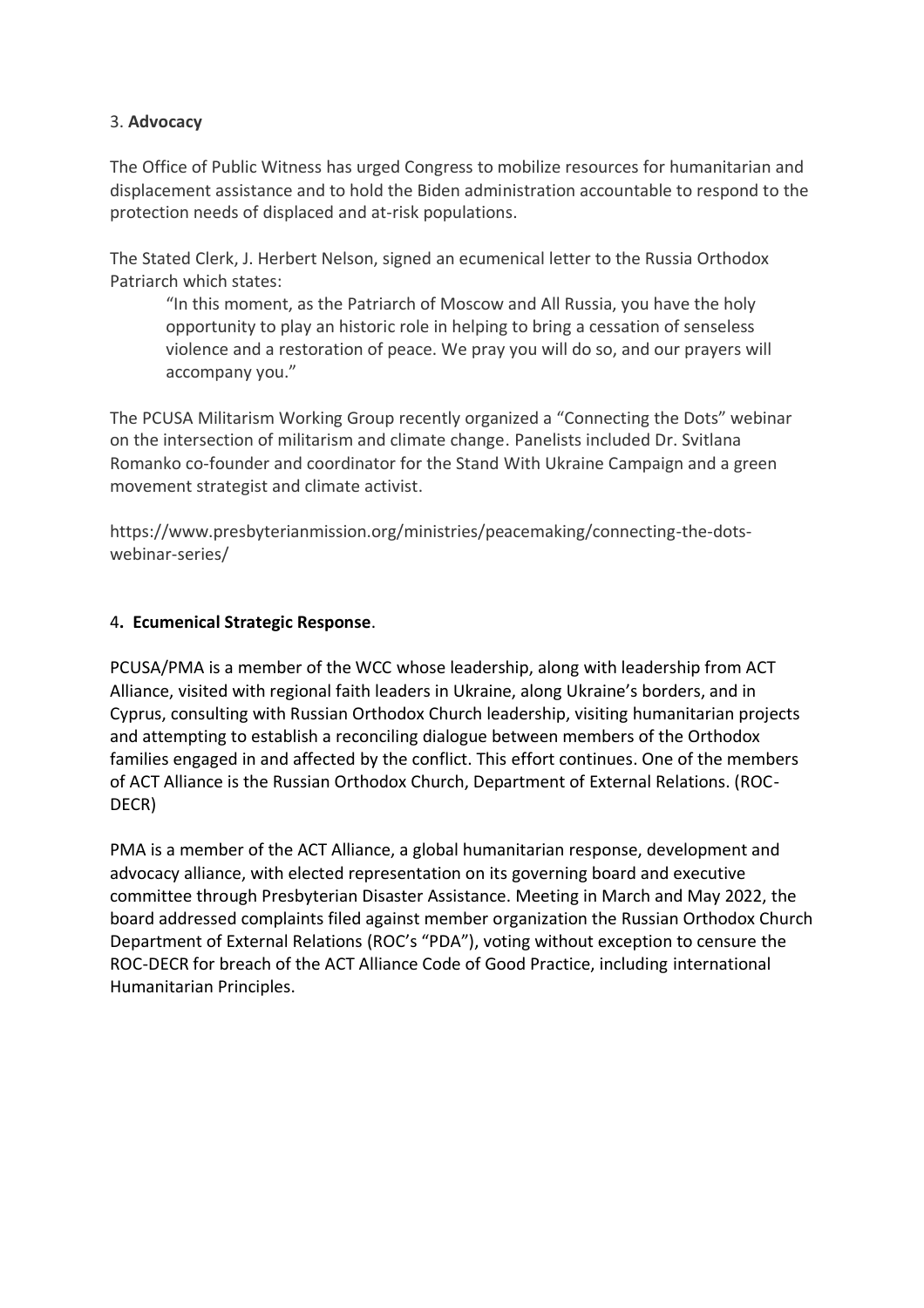3. **Advocacy**

The Office of Public Witness has urged Congress to mobilize resources for humanitarian and displacement assistance and to hold the Biden administration accountable to respond to the protection needs of displaced and at-risk populations.

The Stated Clerk, J. Herbert Nelson, signed an ecumenical letter to the Russia Orthodox Patriarch which states:

> "In this moment, as the Patriarch of Moscow and All Russia, you have the holy opportunity to play an historic role in helping to bring a cessation of senseless violence and a restoration of peace. We pray you will do so, and our prayers will accompany you."

The PCUSA Militarism Working Group recently organized a "Connecting the Dots" webinar on the intersection of militarism and climate change. Panelists included Dr. Svitlana Romanko co-founder and coordinator for the Stand With Ukraine Campaign and a green movement strategist and climate activist.

https://www.presbyterianmission.org/ministries/peacemaking/connecting-the-dots-webinar-series/

4. **Ecumenical Strategic Response**.

PCUSA/PMA is a member of the WCC whose leadership, along with leadership from ACT Alliance, visited with regional faith leaders in Ukraine, along Ukraine's borders, and in Cyprus, consulting with Russian Orthodox Church leadership, visiting humanitarian projects and attempting to establish a reconciling dialogue between members of the Orthodox families engaged in and affected by the conflict. This effort continues. One of the members of ACT Alliance is the Russian Orthodox Church, Department of External Relations. (ROC-DECR)

PMA is a member of the ACT Alliance, a global humanitarian response, development and advocacy alliance, with elected representation on its governing board and executive committee through Presbyterian Disaster Assistance. Meeting in March and May 2022, the board addressed complaints filed against member organization the Russian Orthodox Church Department of External Relations (ROC's "PDA"), voting without exception to censure the ROC-DECR for breach of the ACT Alliance Code of Good Practice, including international Humanitarian Principles.